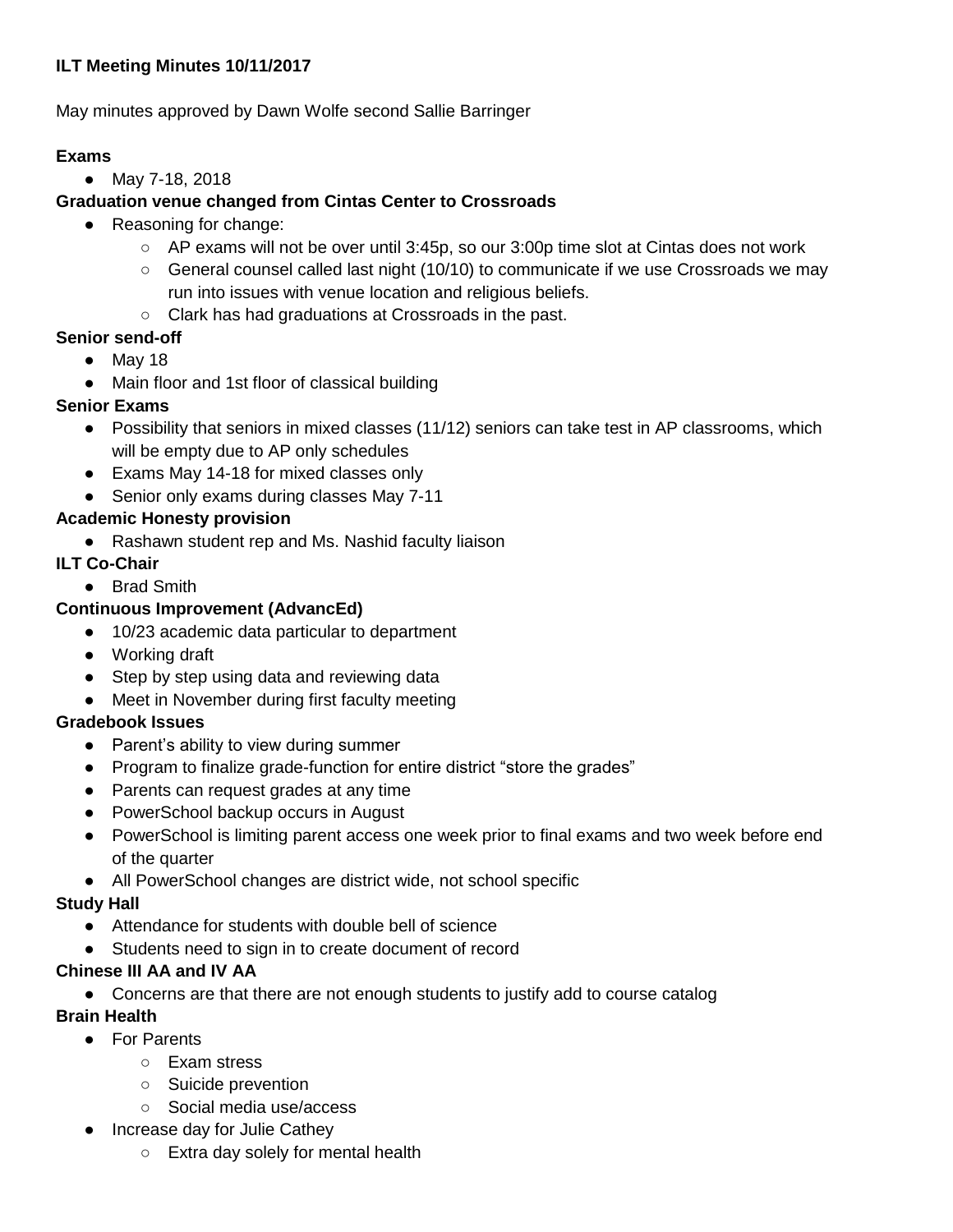**ILT Meeting Minutes 10/11/2017**

May minutes approved by Dawn Wolfe second Sallie Barringer

**Exams**

- May 7-18, 2018

**Graduation venue changed from Cintas Center to Crossroads**

- Reasoning for change:
    - AP exams will not be over until 3:45p, so our 3:00p time slot at Cintas does not work
    - General counsel called last night (10/10) to communicate if we use Crossroads we may run into issues with venue location and religious beliefs.
    - Clark has had graduations at Crossroads in the past.

**Senior send-off**

- May 18
- Main floor and 1st floor of classical building

**Senior Exams**

- Possibility that seniors in mixed classes (11/12) seniors can take test in AP classrooms, which will be empty due to AP only schedules
- Exams May 14-18 for mixed classes only
- Senior only exams during classes May 7-11

**Academic Honesty provision**

- Rashawn student rep and Ms. Nashid faculty liaison

**ILT Co-Chair**

- Brad Smith

**Continuous Improvement (AdvancEd)**

- 10/23 academic data particular to department
- Working draft
- Step by step using data and reviewing data
- Meet in November during first faculty meeting

**Gradebook Issues**

- Parent's ability to view during summer
- Program to finalize grade-function for entire district "store the grades"
- Parents can request grades at any time
- PowerSchool backup occurs in August
- PowerSchool is limiting parent access one week prior to final exams and two week before end of the quarter
- All PowerSchool changes are district wide, not school specific

**Study Hall**

- Attendance for students with double bell of science
- Students need to sign in to create document of record

**Chinese III AA and IV AA**

- Concerns are that there are not enough students to justify add to course catalog

**Brain Health**

- For Parents
    - Exam stress
    - Suicide prevention
    - Social media use/access
- Increase day for Julie Cathey
    - Extra day solely for mental health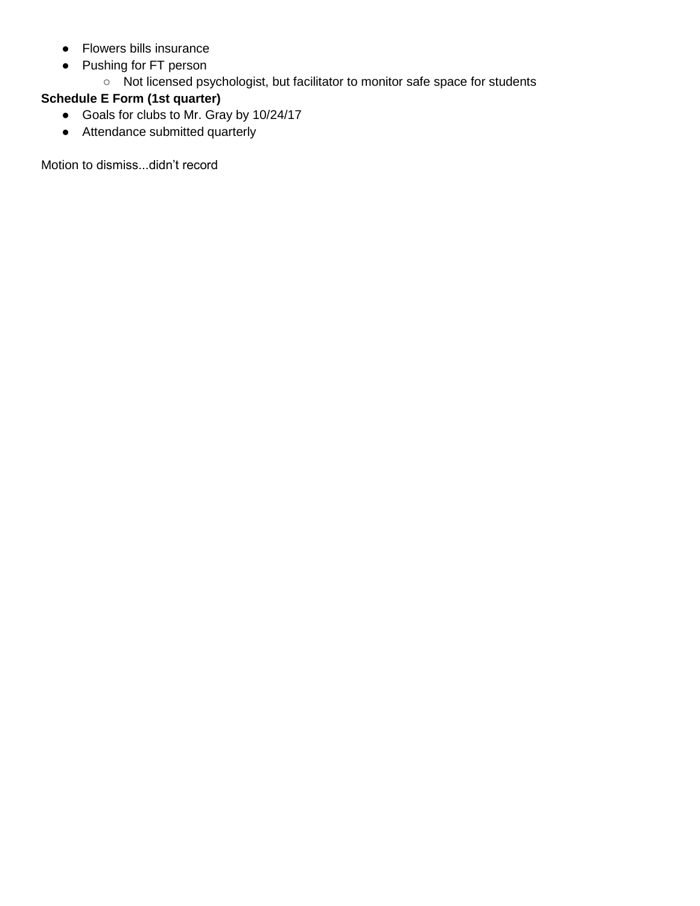- Flowers bills insurance
- Pushing for FT person
    - Not licensed psychologist, but facilitator to monitor safe space for students

**Schedule E Form (1st quarter)**

- Goals for clubs to Mr. Gray by 10/24/17
- Attendance submitted quarterly

Motion to dismiss...didn’t record